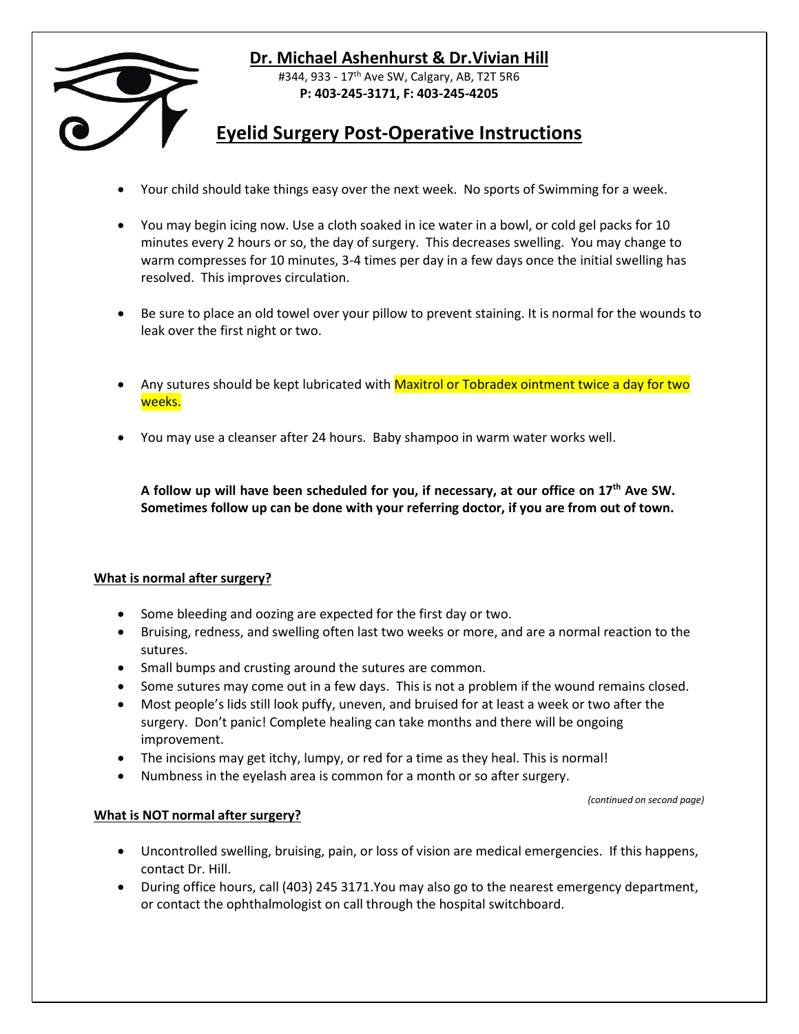# Dr. Michael Ashenhurst & Dr.Vivian Hill

#344, 933 - 17th Ave SW, Calgary, AB, T2T 5R6
**P: 403-245-3171, F: 403-245-4205**

## Eyelid Surgery Post-Operative Instructions

- Your child should take things easy over the next week. No sports of Swimming for a week.
- You may begin icing now. Use a cloth soaked in ice water in a bowl, or cold gel packs for 10 minutes every 2 hours or so, the day of surgery. This decreases swelling. You may change to warm compresses for 10 minutes, 3-4 times per day in a few days once the initial swelling has resolved. This improves circulation.
- Be sure to place an old towel over your pillow to prevent staining. It is normal for the wounds to leak over the first night or two.
- Any sutures should be kept lubricated with Maxitrol or Tobradex ointment twice a day for two weeks.
- You may use a cleanser after 24 hours. Baby shampoo in warm water works well.

**A follow up will have been scheduled for you, if necessary, at our office on 17th Ave SW. Sometimes follow up can be done with your referring doctor, if you are from out of town.**

### What is normal after surgery?

- Some bleeding and oozing are expected for the first day or two.
- Bruising, redness, and swelling often last two weeks or more, and are a normal reaction to the sutures.
- Small bumps and crusting around the sutures are common.
- Some sutures may come out in a few days. This is not a problem if the wound remains closed.
- Most people's lids still look puffy, uneven, and bruised for at least a week or two after the surgery. Don't panic! Complete healing can take months and there will be ongoing improvement.
- The incisions may get itchy, lumpy, or red for a time as they heal. This is normal!
- Numbness in the eyelash area is common for a month or so after surgery.

*(continued on second page)*

### What is NOT normal after surgery?

- Uncontrolled swelling, bruising, pain, or loss of vision are medical emergencies. If this happens, contact Dr. Hill.
- During office hours, call (403) 245 3171.You may also go to the nearest emergency department, or contact the ophthalmologist on call through the hospital switchboard.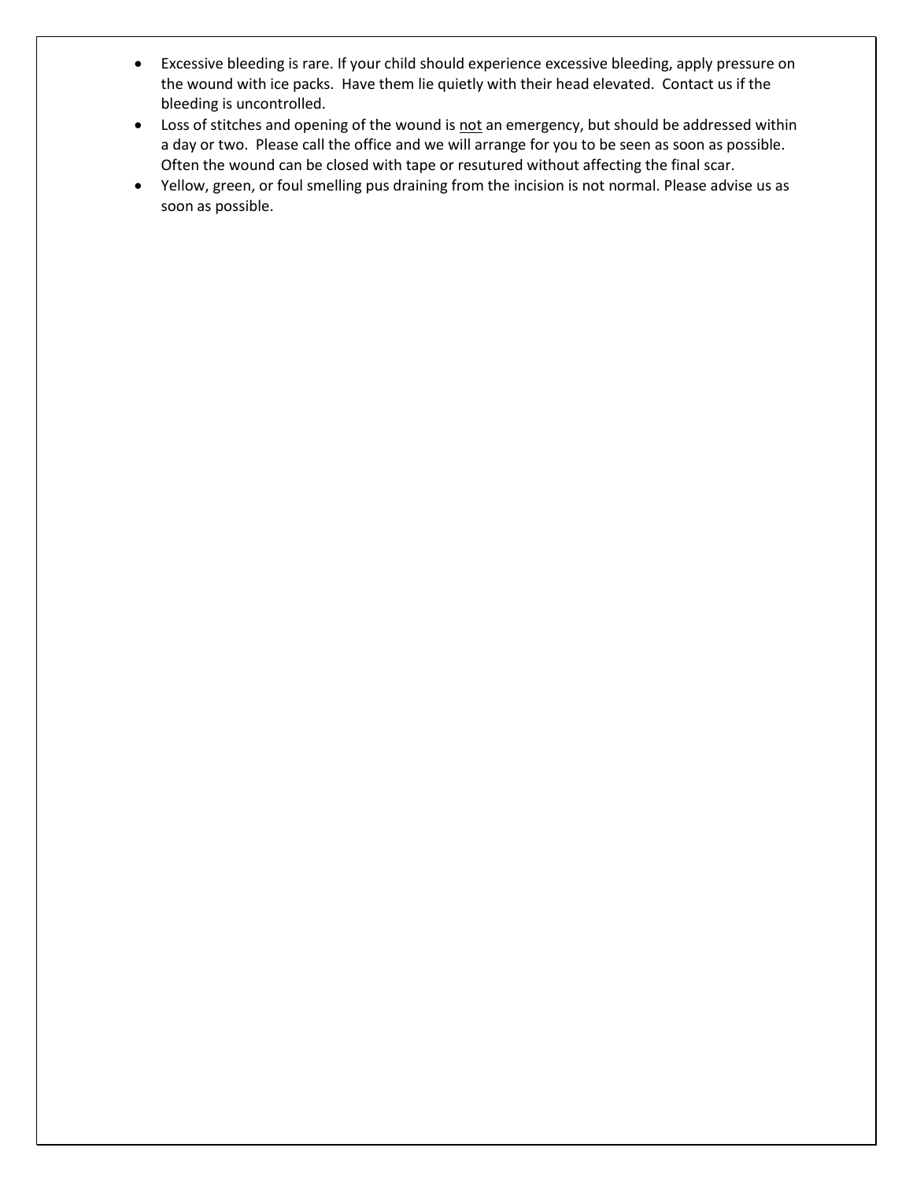- Excessive bleeding is rare. If your child should experience excessive bleeding, apply pressure on the wound with ice packs. Have them lie quietly with their head elevated. Contact us if the bleeding is uncontrolled.
- Loss of stitches and opening of the wound is <u>not</u> an emergency, but should be addressed within a day or two. Please call the office and we will arrange for you to be seen as soon as possible. Often the wound can be closed with tape or resutured without affecting the final scar.
- Yellow, green, or foul smelling pus draining from the incision is not normal. Please advise us as soon as possible.